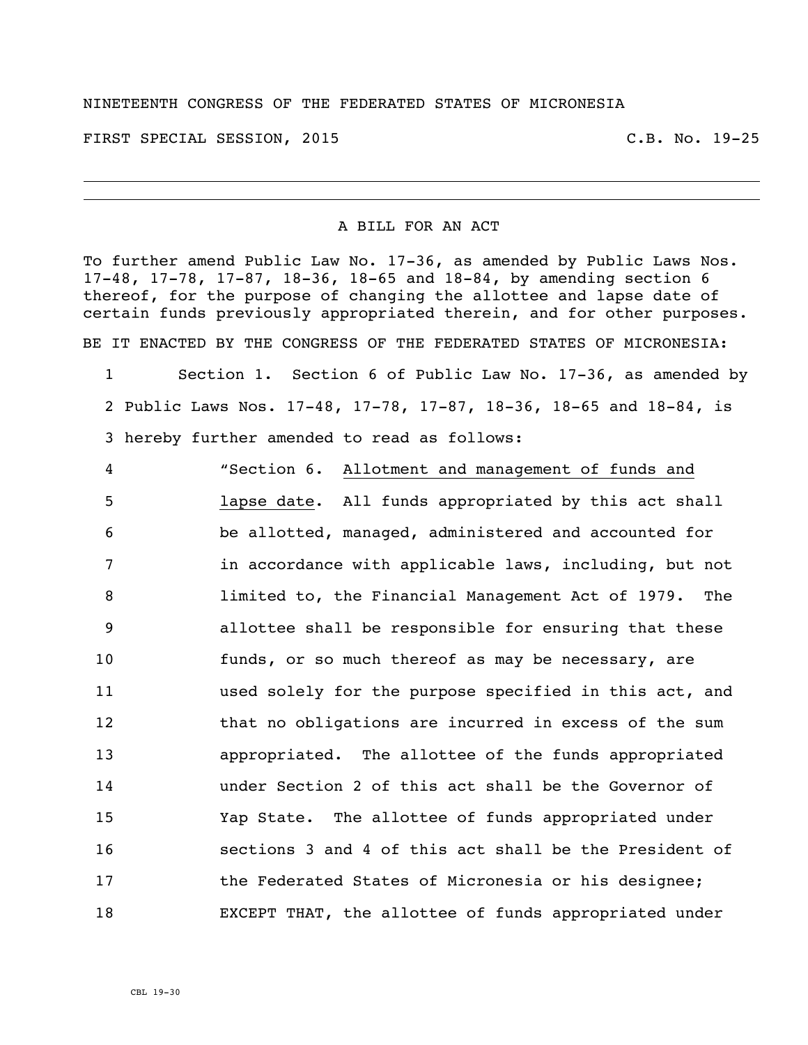NINETEENTH CONGRESS OF THE FEDERATED STATES OF MICRONESIA

FIRST SPECIAL SESSION, 2015 C.B. No. 19-25

---

A BILL FOR AN ACT

To further amend Public Law No. 17-36, as amended by Public Laws Nos. 17-48, 17-78, 17-87, 18-36, 18-65 and 18-84, by amending section 6 thereof, for the purpose of changing the allottee and lapse date of certain funds previously appropriated therein, and for other purposes.

BE IT ENACTED BY THE CONGRESS OF THE FEDERATED STATES OF MICRONESIA:

1 Section 1. Section 6 of Public Law No. 17-36, as amended by
2 Public Laws Nos. 17-48, 17-78, 17-87, 18-36, 18-65 and 18-84, is
3 hereby further amended to read as follows:

4 "Section 6. Allotment and management of funds and
5 lapse date. All funds appropriated by this act shall
6 be allotted, managed, administered and accounted for
7 in accordance with applicable laws, including, but not
8 limited to, the Financial Management Act of 1979. The
9 allottee shall be responsible for ensuring that these
10 funds, or so much thereof as may be necessary, are
11 used solely for the purpose specified in this act, and
12 that no obligations are incurred in excess of the sum
13 appropriated. The allottee of the funds appropriated
14 under Section 2 of this act shall be the Governor of
15 Yap State. The allottee of funds appropriated under
16 sections 3 and 4 of this act shall be the President of
17 the Federated States of Micronesia or his designee;
18 EXCEPT THAT, the allottee of funds appropriated under

CBL 19-30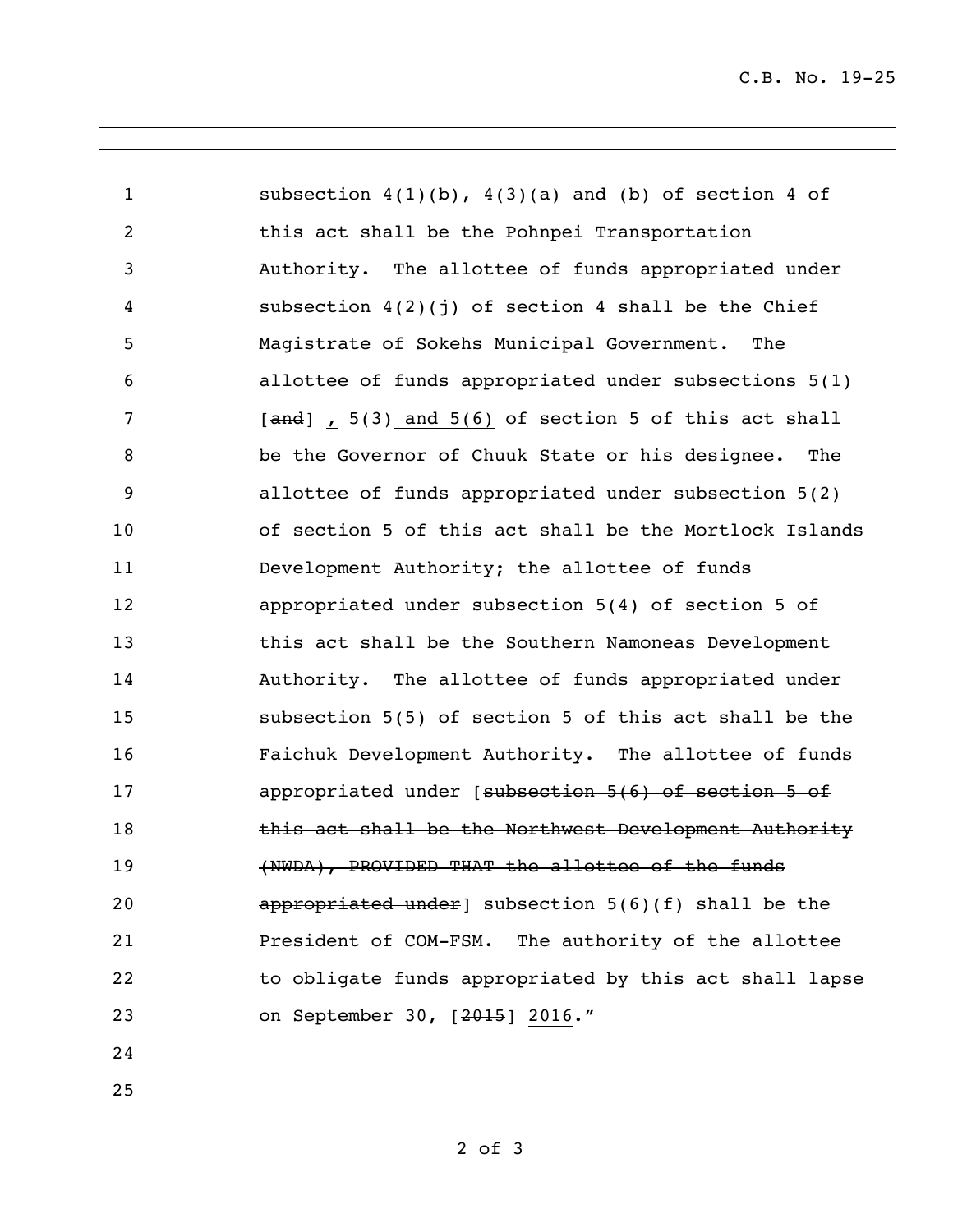subsection 4(1)(b), 4(3)(a) and (b) of section 4 of this act shall be the Pohnpei Transportation Authority. The allottee of funds appropriated under subsection 4(2)(j) of section 4 shall be the Chief Magistrate of Sokehs Municipal Government. The allottee of funds appropriated under subsections 5(1) [~~and~~] , 5(3) and 5(6) of section 5 of this act shall be the Governor of Chuuk State or his designee. The allottee of funds appropriated under subsection 5(2) of section 5 of this act shall be the Mortlock Islands Development Authority; the allottee of funds appropriated under subsection 5(4) of section 5 of this act shall be the Southern Namoneas Development Authority. The allottee of funds appropriated under subsection 5(5) of section 5 of this act shall be the Faichuk Development Authority. The allottee of funds appropriated under [~~subsection 5(6) of section 5 of this act shall be the Northwest Development Authority (NWDA), PROVIDED THAT the allottee of the funds appropriated under~~] subsection 5(6)(f) shall be the President of COM-FSM. The authority of the allottee to obligate funds appropriated by this act shall lapse on September 30, [~~2015~~] 2016."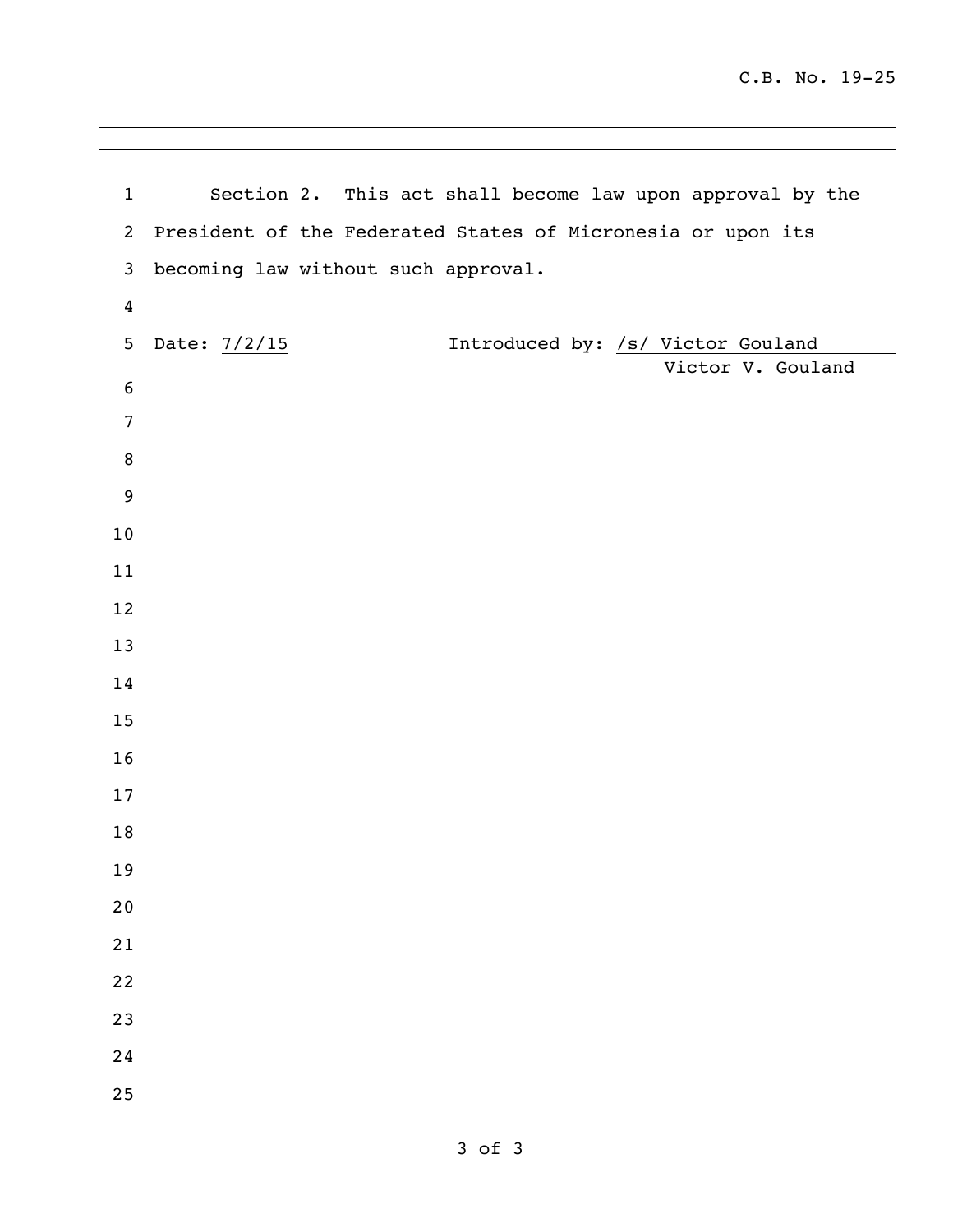Section 2. This act shall become law upon approval by the President of the Federated States of Micronesia or upon its becoming law without such approval.

Date: 7/2/15

Introduced by: /s/ Victor Gouland
Victor V. Gouland